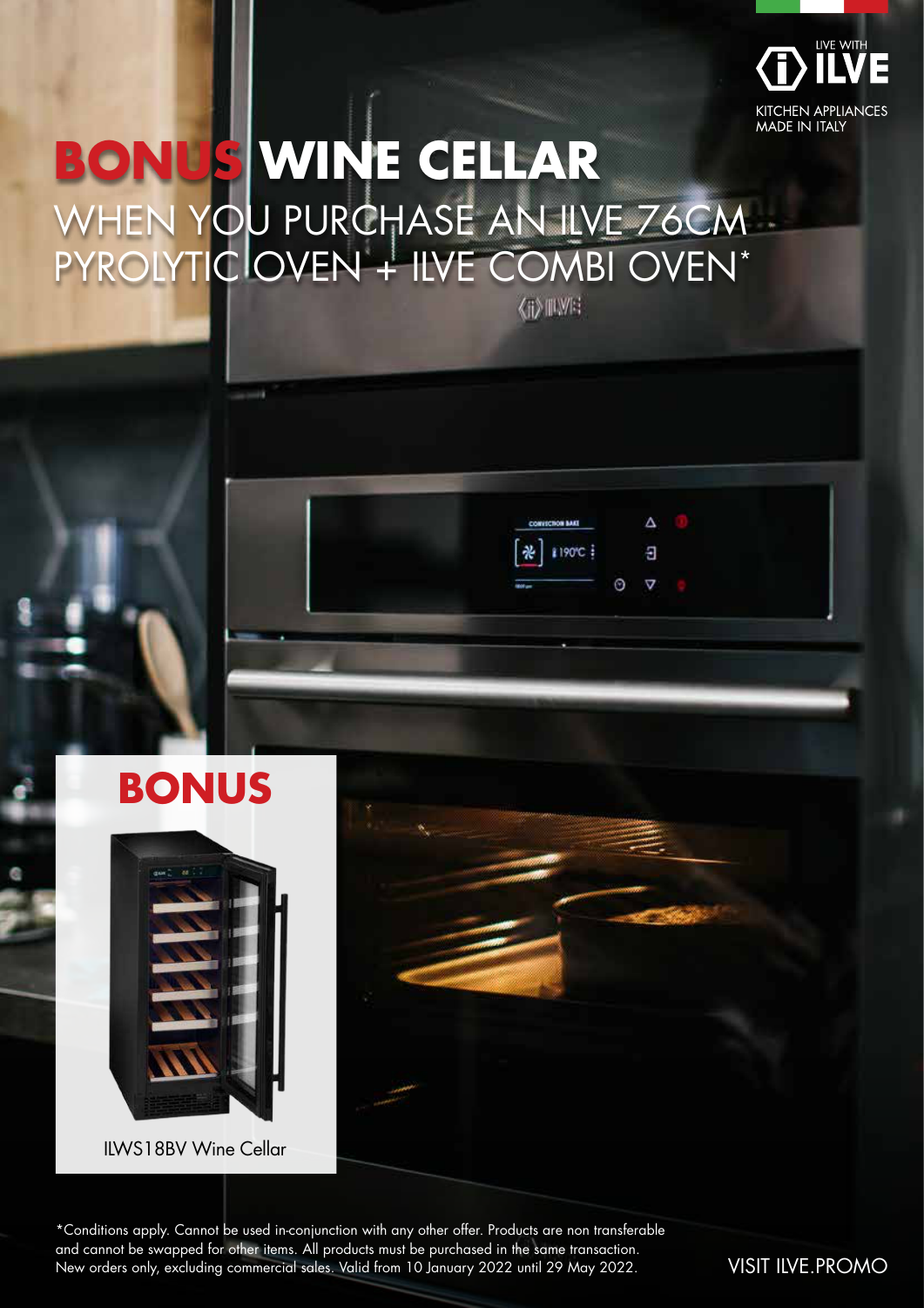LIVE WITH ILVE

KITCHEN APPLIANCES MADE IN ITALY

# BONUS WINE CELLAR

## WHEN YOU PURCHASE AN ILVE 76CM PYROLYTIC OVEN + ILVE COMBI OVEN*

**BONUS**

ILWS18BV Wine Cellar

*Conditions apply. Cannot be used in-conjunction with any other offer. Products are non transferable and cannot be swapped for other items. All products must be purchased in the same transaction. New orders only, excluding commercial sales. Valid from 10 January 2022 until 29 May 2022.

VISIT ILVE.PROMO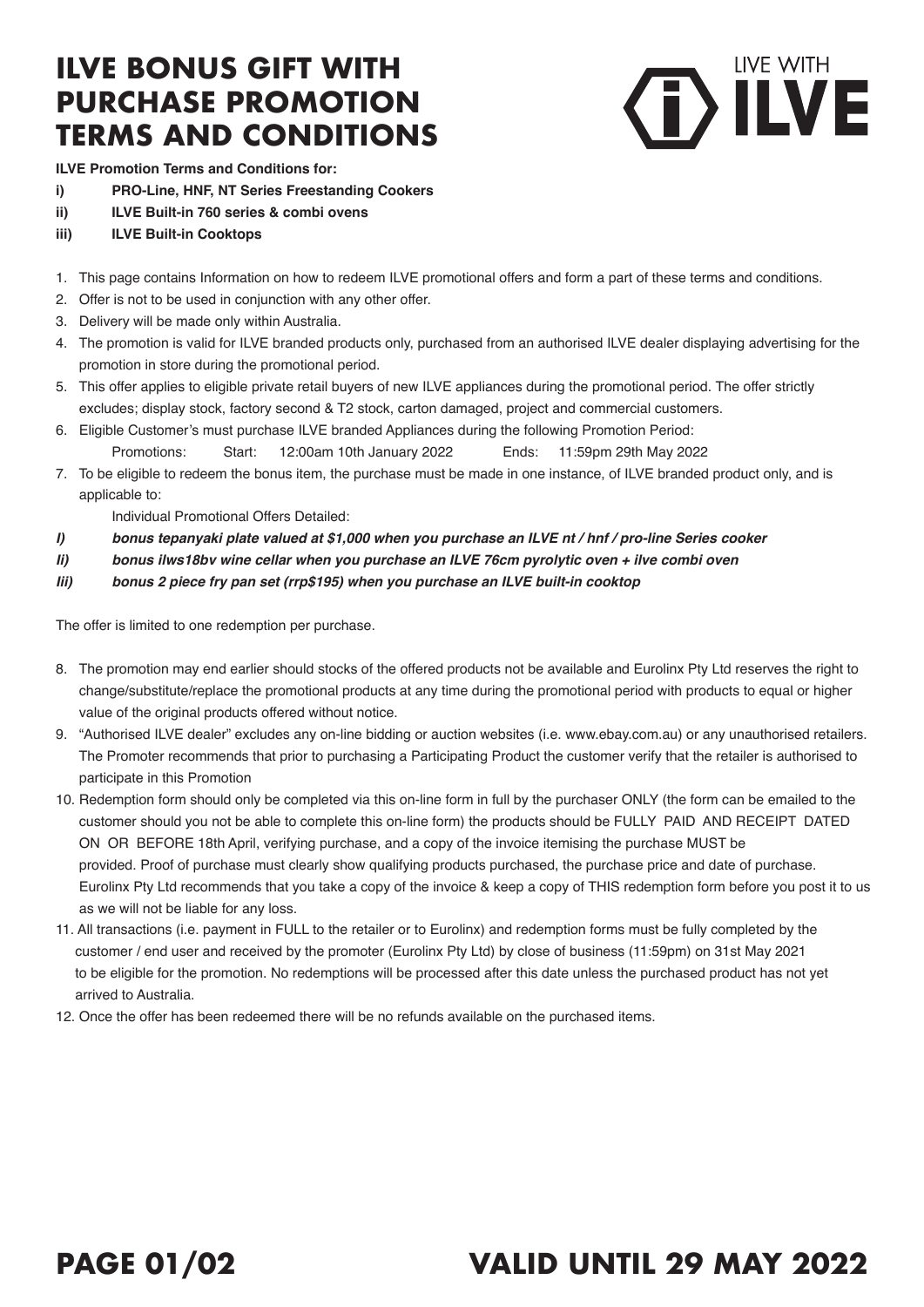# ILVE BONUS GIFT WITH PURCHASE PROMOTION TERMS AND CONDITIONS

LIVE WITH ILVE

**ILVE Promotion Terms and Conditions for:**

**i) PRO-Line, HNF, NT Series Freestanding Cookers**

**ii) ILVE Built-in 760 series & combi ovens**

**iii) ILVE Built-in Cooktops**

1. This page contains Information on how to redeem ILVE promotional offers and form a part of these terms and conditions.
2. Offer is not to be used in conjunction with any other offer.
3. Delivery will be made only within Australia.
4. The promotion is valid for ILVE branded products only, purchased from an authorised ILVE dealer displaying advertising for the promotion in store during the promotional period.
5. This offer applies to eligible private retail buyers of new ILVE appliances during the promotional period. The offer strictly excludes; display stock, factory second & T2 stock, carton damaged, project and commercial customers.
6. Eligible Customer's must purchase ILVE branded Appliances during the following Promotion Period:

   Promotions: Start: 12:00am 10th January 2022 Ends: 11:59pm 29th May 2022

7. To be eligible to redeem the bonus item, the purchase must be made in one instance, of ILVE branded product only, and is applicable to:

   Individual Promotional Offers Detailed:

***I) bonus tepanyaki plate valued at $1,000 when you purchase an ILVE nt / hnf / pro-line Series cooker***

***Ii) bonus ilws18bv wine cellar when you purchase an ILVE 76cm pyrolytic oven + ilve combi oven***

***Iii) bonus 2 piece fry pan set (rrp$195) when you purchase an ILVE built-in cooktop***

The offer is limited to one redemption per purchase.

8. The promotion may end earlier should stocks of the offered products not be available and Eurolinx Pty Ltd reserves the right to change/substitute/replace the promotional products at any time during the promotional period with products to equal or higher value of the original products offered without notice.
9. "Authorised ILVE dealer" excludes any on-line bidding or auction websites (i.e. www.ebay.com.au) or any unauthorised retailers. The Promoter recommends that prior to purchasing a Participating Product the customer verify that the retailer is authorised to participate in this Promotion
10. Redemption form should only be completed via this on-line form in full by the purchaser ONLY (the form can be emailed to the customer should you not be able to complete this on-line form) the products should be FULLY PAID AND RECEIPT DATED ON OR BEFORE 18th April, verifying purchase, and a copy of the invoice itemising the purchase MUST be provided. Proof of purchase must clearly show qualifying products purchased, the purchase price and date of purchase. Eurolinx Pty Ltd recommends that you take a copy of the invoice & keep a copy of THIS redemption form before you post it to us as we will not be liable for any loss.
11. All transactions (i.e. payment in FULL to the retailer or to Eurolinx) and redemption forms must be fully completed by the customer / end user and received by the promoter (Eurolinx Pty Ltd) by close of business (11:59pm) on 31st May 2021 to be eligible for the promotion. No redemptions will be processed after this date unless the purchased product has not yet arrived to Australia.
12. Once the offer has been redeemed there will be no refunds available on the purchased items.

**PAGE 01/02** **VALID UNTIL 29 MAY 2022**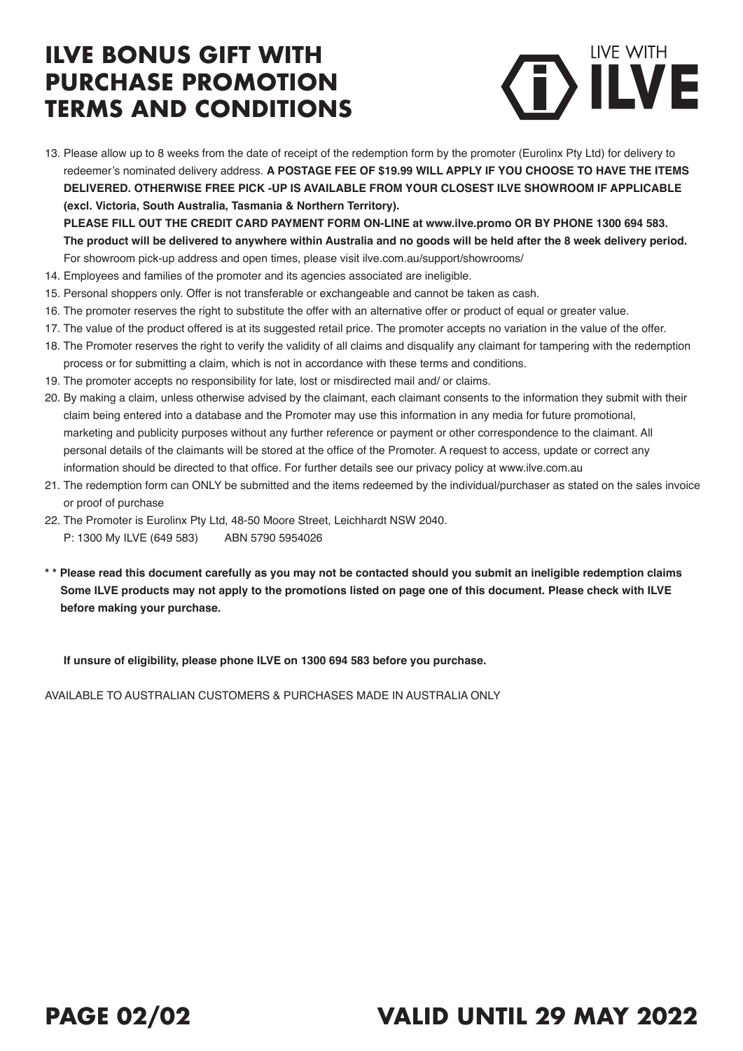# ILVE BONUS GIFT WITH PURCHASE PROMOTION TERMS AND CONDITIONS

LIVE WITH ILVE

13. Please allow up to 8 weeks from the date of receipt of the redemption form by the promoter (Eurolinx Pty Ltd) for delivery to redeemer's nominated delivery address. **A POSTAGE FEE OF $19.99 WILL APPLY IF YOU CHOOSE TO HAVE THE ITEMS DELIVERED. OTHERWISE FREE PICK -UP IS AVAILABLE FROM YOUR CLOSEST ILVE SHOWROOM IF APPLICABLE (excl. Victoria, South Australia, Tasmania & Northern Territory).**
    **PLEASE FILL OUT THE CREDIT CARD PAYMENT FORM ON-LINE at www.ilve.promo OR BY PHONE 1300 694 583.**
    **The product will be delivered to anywhere within Australia and no goods will be held after the 8 week delivery period.**
    For showroom pick-up address and open times, please visit ilve.com.au/support/showrooms/
14. Employees and families of the promoter and its agencies associated are ineligible.
15. Personal shoppers only. Offer is not transferable or exchangeable and cannot be taken as cash.
16. The promoter reserves the right to substitute the offer with an alternative offer or product of equal or greater value.
17. The value of the product offered is at its suggested retail price. The promoter accepts no variation in the value of the offer.
18. The Promoter reserves the right to verify the validity of all claims and disqualify any claimant for tampering with the redemption process or for submitting a claim, which is not in accordance with these terms and conditions.
19. The promoter accepts no responsibility for late, lost or misdirected mail and/ or claims.
20. By making a claim, unless otherwise advised by the claimant, each claimant consents to the information they submit with their claim being entered into a database and the Promoter may use this information in any media for future promotional, marketing and publicity purposes without any further reference or payment or other correspondence to the claimant. All personal details of the claimants will be stored at the office of the Promoter. A request to access, update or correct any information should be directed to that office. For further details see our privacy policy at www.ilve.com.au
21. The redemption form can ONLY be submitted and the items redeemed by the individual/purchaser as stated on the sales invoice or proof of purchase
22. The Promoter is Eurolinx Pty Ltd, 48-50 Moore Street, Leichhardt NSW 2040.
    P: 1300 My ILVE (649 583)    ABN 5790 5954026

**\* \* Please read this document carefully as you may not be contacted should you submit an ineligible redemption claims Some ILVE products may not apply to the promotions listed on page one of this document. Please check with ILVE before making your purchase.**

**If unsure of eligibility, please phone ILVE on 1300 694 583 before you purchase.**

AVAILABLE TO AUSTRALIAN CUSTOMERS & PURCHASES MADE IN AUSTRALIA ONLY

**VALID UNTIL 29 MAY 2022**